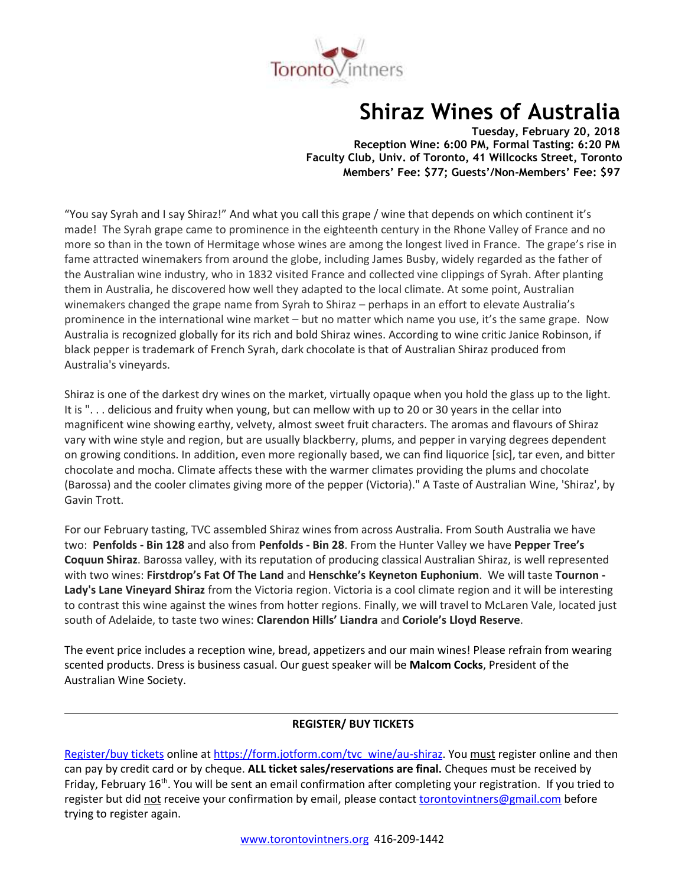Toronto Vintners

# Shiraz Wines of Australia

**Tuesday, February 20, 2018**
**Reception Wine: 6:00 PM, Formal Tasting: 6:20 PM**
**Faculty Club, Univ. of Toronto, 41 Willcocks Street, Toronto**
**Members' Fee: $77; Guests'/Non-Members' Fee: $97**

"You say Syrah and I say Shiraz!" And what you call this grape / wine that depends on which continent it's made! The Syrah grape came to prominence in the eighteenth century in the Rhone Valley of France and no more so than in the town of Hermitage whose wines are among the longest lived in France. The grape's rise in fame attracted winemakers from around the globe, including James Busby, widely regarded as the father of the Australian wine industry, who in 1832 visited France and collected vine clippings of Syrah. After planting them in Australia, he discovered how well they adapted to the local climate. At some point, Australian winemakers changed the grape name from Syrah to Shiraz – perhaps in an effort to elevate Australia's prominence in the international wine market – but no matter which name you use, it's the same grape. Now Australia is recognized globally for its rich and bold Shiraz wines. According to wine critic Janice Robinson, if black pepper is trademark of French Syrah, dark chocolate is that of Australian Shiraz produced from Australia's vineyards.

Shiraz is one of the darkest dry wines on the market, virtually opaque when you hold the glass up to the light. It is ". . . delicious and fruity when young, but can mellow with up to 20 or 30 years in the cellar into magnificent wine showing earthy, velvety, almost sweet fruit characters. The aromas and flavours of Shiraz vary with wine style and region, but are usually blackberry, plums, and pepper in varying degrees dependent on growing conditions. In addition, even more regionally based, we can find liquorice [sic], tar even, and bitter chocolate and mocha. Climate affects these with the warmer climates providing the plums and chocolate (Barossa) and the cooler climates giving more of the pepper (Victoria)." A Taste of Australian Wine, 'Shiraz', by Gavin Trott.

For our February tasting, TVC assembled Shiraz wines from across Australia. From South Australia we have two: **Penfolds - Bin 128** and also from **Penfolds - Bin 28**. From the Hunter Valley we have **Pepper Tree's Coquun Shiraz**. Barossa valley, with its reputation of producing classical Australian Shiraz, is well represented with two wines: **Firstdrop's Fat Of The Land** and **Henschke's Keyneton Euphonium**. We will taste **Tournon - Lady's Lane Vineyard Shiraz** from the Victoria region. Victoria is a cool climate region and it will be interesting to contrast this wine against the wines from hotter regions. Finally, we will travel to McLaren Vale, located just south of Adelaide, to taste two wines: **Clarendon Hills' Liandra** and **Coriole's Lloyd Reserve**.

The event price includes a reception wine, bread, appetizers and our main wines! Please refrain from wearing scented products. Dress is business casual. Our guest speaker will be **Malcom Cocks**, President of the Australian Wine Society.

---

**REGISTER/ BUY TICKETS**

Register/buy tickets online at https://form.jotform.com/tvc_wine/au-shiraz. You must register online and then can pay by credit card or by cheque. **ALL ticket sales/reservations are final.** Cheques must be received by Friday, February 16th. You will be sent an email confirmation after completing your registration. If you tried to register but did not receive your confirmation by email, please contact torontovintners@gmail.com before trying to register again.

www.torontovintners.org 416-209-1442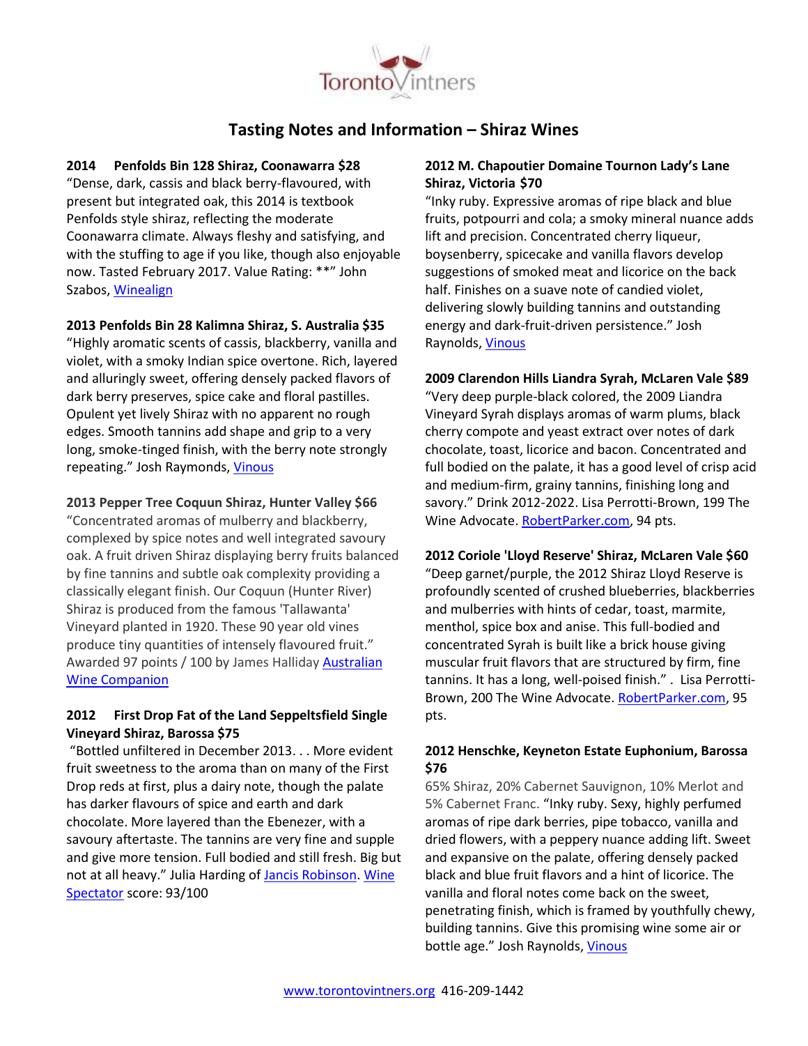# Tasting Notes and Information – Shiraz Wines

**2014 Penfolds Bin 128 Shiraz, Coonawarra $28**
"Dense, dark, cassis and black berry-flavoured, with present but integrated oak, this 2014 is textbook Penfolds style shiraz, reflecting the moderate Coonawarra climate. Always fleshy and satisfying, and with the stuffing to age if you like, though also enjoyable now. Tasted February 2017. Value Rating: **" John Szabos, Winealign

**2013 Penfolds Bin 28 Kalimna Shiraz, S. Australia $35**
"Highly aromatic scents of cassis, blackberry, vanilla and violet, with a smoky Indian spice overtone. Rich, layered and alluringly sweet, offering densely packed flavors of dark berry preserves, spice cake and floral pastilles. Opulent yet lively Shiraz with no apparent no rough edges. Smooth tannins add shape and grip to a very long, smoke-tinged finish, with the berry note strongly repeating." Josh Raymonds, Vinous

**2013 Pepper Tree Coquun Shiraz, Hunter Valley $66**
"Concentrated aromas of mulberry and blackberry, complexed by spice notes and well integrated savoury oak. A fruit driven Shiraz displaying berry fruits balanced by fine tannins and subtle oak complexity providing a classically elegant finish. Our Coquun (Hunter River) Shiraz is produced from the famous 'Tallawanta' Vineyard planted in 1920. These 90 year old vines produce tiny quantities of intensely flavoured fruit." Awarded 97 points / 100 by James Halliday Australian Wine Companion

**2012 First Drop Fat of the Land Seppeltsfield Single Vineyard Shiraz, Barossa $75**
"Bottled unfiltered in December 2013. . . More evident fruit sweetness to the aroma than on many of the First Drop reds at first, plus a dairy note, though the palate has darker flavours of spice and earth and dark chocolate. More layered than the Ebenezer, with a savoury aftertaste. The tannins are very fine and supple and give more tension. Full bodied and still fresh. Big but not at all heavy." Julia Harding of Jancis Robinson. Wine Spectator score: 93/100

**2012 M. Chapoutier Domaine Tournon Lady's Lane Shiraz, Victoria $70**
"Inky ruby. Expressive aromas of ripe black and blue fruits, potpourri and cola; a smoky mineral nuance adds lift and precision. Concentrated cherry liqueur, boysenberry, spicecake and vanilla flavors develop suggestions of smoked meat and licorice on the back half. Finishes on a suave note of candied violet, delivering slowly building tannins and outstanding energy and dark-fruit-driven persistence." Josh Raynolds, Vinous

**2009 Clarendon Hills Liandra Syrah, McLaren Vale $89**
"Very deep purple-black colored, the 2009 Liandra Vineyard Syrah displays aromas of warm plums, black cherry compote and yeast extract over notes of dark chocolate, toast, licorice and bacon. Concentrated and full bodied on the palate, it has a good level of crisp acid and medium-firm, grainy tannins, finishing long and savory." Drink 2012-2022. Lisa Perrotti-Brown, 199 The Wine Advocate. RobertParker.com, 94 pts.

**2012 Coriole 'Lloyd Reserve' Shiraz, McLaren Vale $60**
"Deep garnet/purple, the 2012 Shiraz Lloyd Reserve is profoundly scented of crushed blueberries, blackberries and mulberries with hints of cedar, toast, marmite, menthol, spice box and anise. This full-bodied and concentrated Syrah is built like a brick house giving muscular fruit flavors that are structured by firm, fine tannins. It has a long, well-poised finish." . Lisa Perrotti-Brown, 200 The Wine Advocate. RobertParker.com, 95 pts.

**2012 Henschke, Keyneton Estate Euphonium, Barossa $76**
65% Shiraz, 20% Cabernet Sauvignon, 10% Merlot and 5% Cabernet Franc. "Inky ruby. Sexy, highly perfumed aromas of ripe dark berries, pipe tobacco, vanilla and dried flowers, with a peppery nuance adding lift. Sweet and expansive on the palate, offering densely packed black and blue fruit flavors and a hint of licorice. The vanilla and floral notes come back on the sweet, penetrating finish, which is framed by youthfully chewy, building tannins. Give this promising wine some air or bottle age." Josh Raynolds, Vinous

www.torontovintners.org 416-209-1442